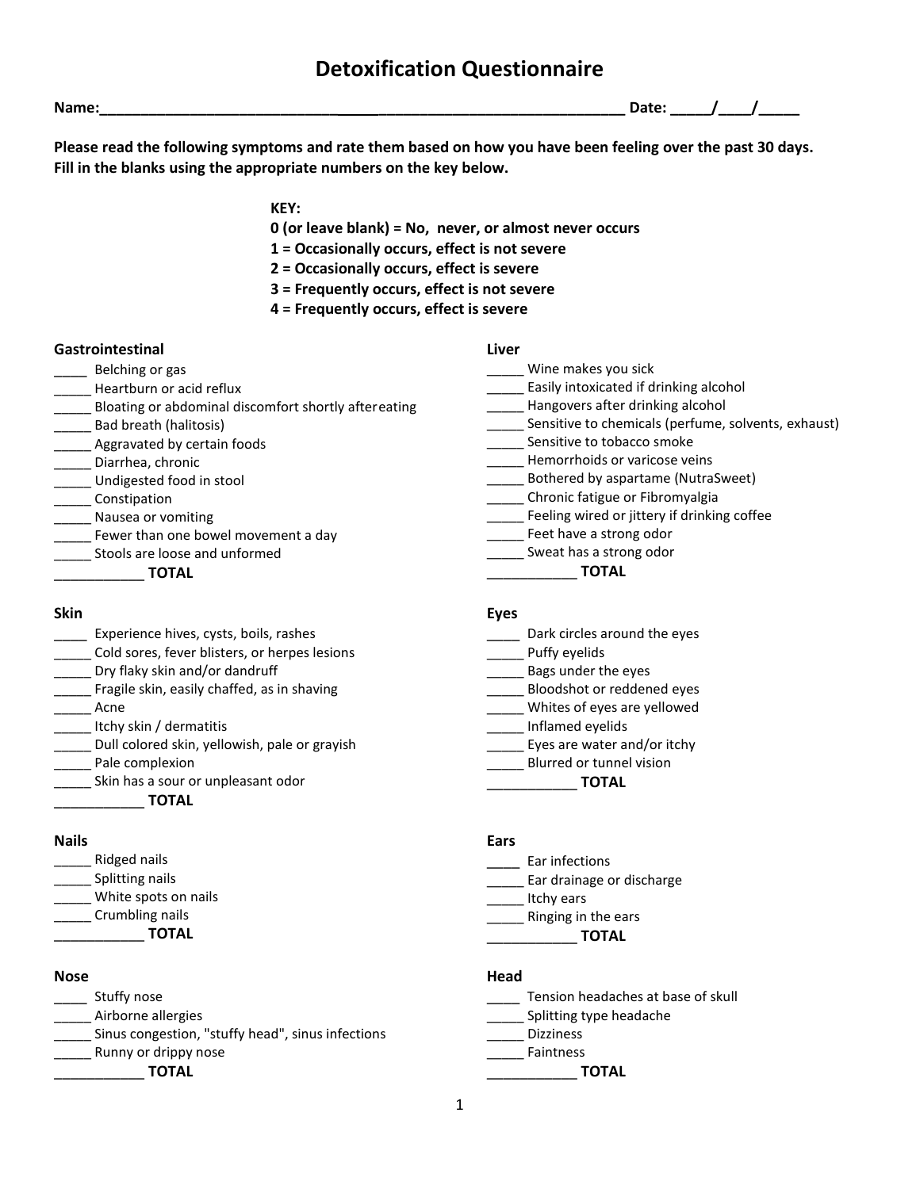# Detoxification Questionnaire

**Name:_____________________________________________________________ Date: _____/____/_____**

**Please read the following symptoms and rate them based on how you have been feeling over the past 30 days. Fill in the blanks using the appropriate numbers on the key below.**

**KEY:**
**0 (or leave blank) = No, never, or almost never occurs**
**1 = Occasionally occurs, effect is not severe**
**2 = Occasionally occurs, effect is severe**
**3 = Frequently occurs, effect is not severe**
**4 = Frequently occurs, effect is severe**

### Gastrointestinal

_____ Belching or gas
_____ Heartburn or acid reflux
_____ Bloating or abdominal discomfort shortly after eating
_____ Bad breath (halitosis)
_____ Aggravated by certain foods
_____ Diarrhea, chronic
_____ Undigested food in stool
_____ Constipation
_____ Nausea or vomiting
_____ Fewer than one bowel movement a day
_____ Stools are loose and unformed
___________ **TOTAL**

### Liver

_____ Wine makes you sick
_____ Easily intoxicated if drinking alcohol
_____ Hangovers after drinking alcohol
_____ Sensitive to chemicals (perfume, solvents, exhaust)
_____ Sensitive to tobacco smoke
_____ Hemorrhoids or varicose veins
_____ Bothered by aspartame (NutraSweet)
_____ Chronic fatigue or Fibromyalgia
_____ Feeling wired or jittery if drinking coffee
_____ Feet have a strong odor
_____ Sweat has a strong odor
___________ **TOTAL**

### Skin

_____ Experience hives, cysts, boils, rashes
_____ Cold sores, fever blisters, or herpes lesions
_____ Dry flaky skin and/or dandruff
_____ Fragile skin, easily chaffed, as in shaving
_____ Acne
_____ Itchy skin / dermatitis
_____ Dull colored skin, yellowish, pale or grayish
_____ Pale complexion
_____ Skin has a sour or unpleasant odor
___________ **TOTAL**

### Eyes

_____ Dark circles around the eyes
_____ Puffy eyelids
_____ Bags under the eyes
_____ Bloodshot or reddened eyes
_____ Whites of eyes are yellowed
_____ Inflamed eyelids
_____ Eyes are water and/or itchy
_____ Blurred or tunnel vision
___________ **TOTAL**

### Nails

_____ Ridged nails
_____ Splitting nails
_____ White spots on nails
_____ Crumbling nails
___________ **TOTAL**

### Ears

_____ Ear infections
_____ Ear drainage or discharge
_____ Itchy ears
_____ Ringing in the ears
___________ **TOTAL**

### Nose

_____ Stuffy nose
_____ Airborne allergies
_____ Sinus congestion, "stuffy head", sinus infections
_____ Runny or drippy nose
___________ **TOTAL**

### Head

_____ Tension headaches at base of skull
_____ Splitting type headache
_____ Dizziness
_____ Faintness
___________ **TOTAL**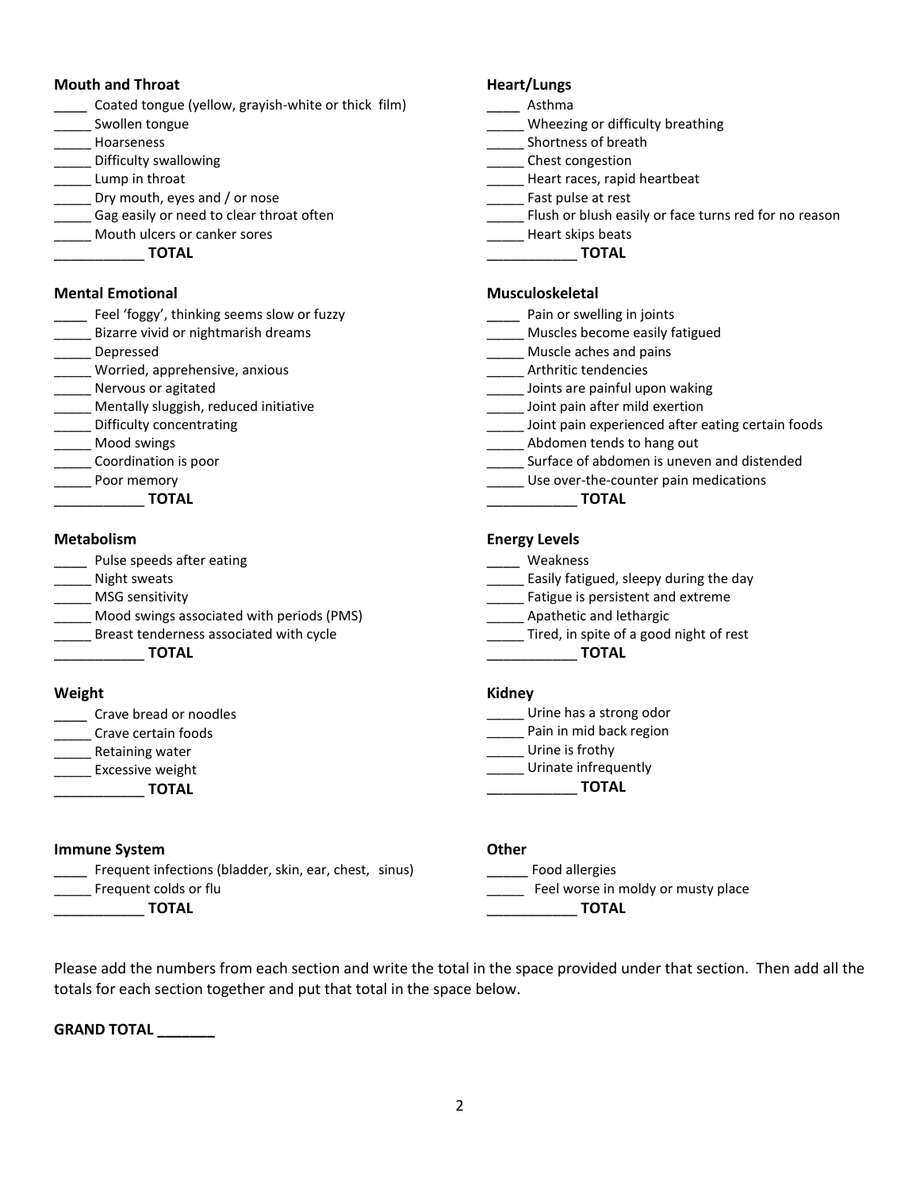**Mouth and Throat**

____ Coated tongue (yellow, grayish-white or thick film)
_____ Swollen tongue
_____ Hoarseness
_____ Difficulty swallowing
_____ Lump in throat
_____ Dry mouth, eyes and / or nose
_____ Gag easily or need to clear throat often
_____ Mouth ulcers or canker sores
___________ **TOTAL**

**Heart/Lungs**

____ Asthma
_____ Wheezing or difficulty breathing
_____ Shortness of breath
_____ Chest congestion
_____ Heart races, rapid heartbeat
_____ Fast pulse at rest
_____ Flush or blush easily or face turns red for no reason
_____ Heart skips beats
___________ **TOTAL**

**Mental Emotional**

____ Feel 'foggy', thinking seems slow or fuzzy
_____ Bizarre vivid or nightmarish dreams
_____ Depressed
_____ Worried, apprehensive, anxious
_____ Nervous or agitated
_____ Mentally sluggish, reduced initiative
_____ Difficulty concentrating
_____ Mood swings
_____ Coordination is poor
_____ Poor memory
___________ **TOTAL**

**Musculoskeletal**

____ Pain or swelling in joints
_____ Muscles become easily fatigued
_____ Muscle aches and pains
_____ Arthritic tendencies
_____ Joints are painful upon waking
_____ Joint pain after mild exertion
_____ Joint pain experienced after eating certain foods
_____ Abdomen tends to hang out
_____ Surface of abdomen is uneven and distended
_____ Use over-the-counter pain medications
___________ **TOTAL**

**Metabolism**

____ Pulse speeds after eating
_____ Night sweats
_____ MSG sensitivity
_____ Mood swings associated with periods (PMS)
_____ Breast tenderness associated with cycle
___________ **TOTAL**

**Energy Levels**

____ Weakness
_____ Easily fatigued, sleepy during the day
_____ Fatigue is persistent and extreme
_____ Apathetic and lethargic
_____ Tired, in spite of a good night of rest
___________ **TOTAL**

**Weight**

____ Crave bread or noodles
_____ Crave certain foods
_____ Retaining water
_____ Excessive weight
___________ **TOTAL**

**Kidney**

_____ Urine has a strong odor
_____ Pain in mid back region
_____ Urine is frothy
_____ Urinate infrequently
___________ **TOTAL**

**Immune System**

____ Frequent infections (bladder, skin, ear, chest, sinus)
_____ Frequent colds or flu
___________ **TOTAL**

**Other**

_____ Food allergies
_____ Feel worse in moldy or musty place
___________ **TOTAL**

Please add the numbers from each section and write the total in the space provided under that section. Then add all the totals for each section together and put that total in the space below.

**GRAND TOTAL _______**